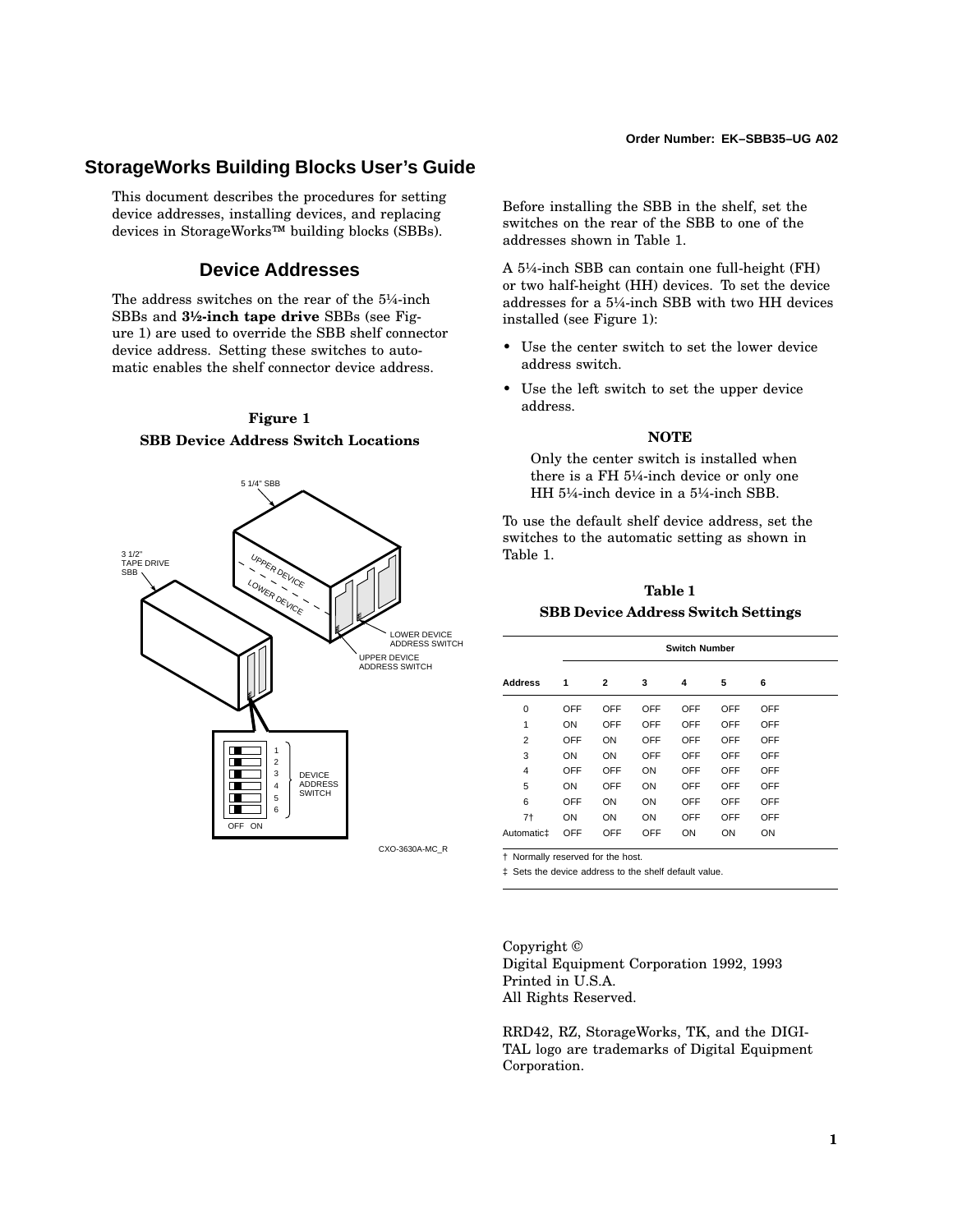Order Number: EK–SBB35–UG A02

# StorageWorks Building Blocks User's Guide

This document describes the procedures for setting device addresses, installing devices, and replacing devices in StorageWorks™ building blocks (SBBs).

## Device Addresses

The address switches on the rear of the 5¼-inch SBBs and **3½-inch tape drive** SBBs (see Figure 1) are used to override the SBB shelf connector device address. Setting these switches to automatic enables the shelf connector device address.

**Figure 1**

**SBB Device Address Switch Locations**

Before installing the SBB in the shelf, set the switches on the rear of the SBB to one of the addresses shown in Table 1.

A 5¼-inch SBB can contain one full-height (FH) or two half-height (HH) devices. To set the device addresses for a 5¼-inch SBB with two HH devices installed (see Figure 1):

- Use the center switch to set the lower device address switch.
- Use the left switch to set the upper device address.

**NOTE**

Only the center switch is installed when there is a FH 5¼-inch device or only one HH 5¼-inch device in a 5¼-inch SBB.

To use the default shelf device address, set the switches to the automatic setting as shown in Table 1.

**Table 1**

**SBB Device Address Switch Settings**

| | Switch Number | | | | | |
|---|---|---|---|---|---|---|
| **Address** | **1** | **2** | **3** | **4** | **5** | **6** |
| 0 | OFF | OFF | OFF | OFF | OFF | OFF |
| 1 | ON | OFF | OFF | OFF | OFF | OFF |
| 2 | OFF | ON | OFF | OFF | OFF | OFF |
| 3 | ON | ON | OFF | OFF | OFF | OFF |
| 4 | OFF | OFF | ON | OFF | OFF | OFF |
| 5 | ON | OFF | ON | OFF | OFF | OFF |
| 6 | OFF | ON | ON | OFF | OFF | OFF |
| 7† | ON | ON | ON | OFF | OFF | OFF |
| Automatic‡ | OFF | OFF | OFF | ON | ON | ON |

† Normally reserved for the host.

‡ Sets the device address to the shelf default value.

Copyright ©
Digital Equipment Corporation 1992, 1993
Printed in U.S.A.
All Rights Reserved.

RRD42, RZ, StorageWorks, TK, and the DIGITAL logo are trademarks of Digital Equipment Corporation.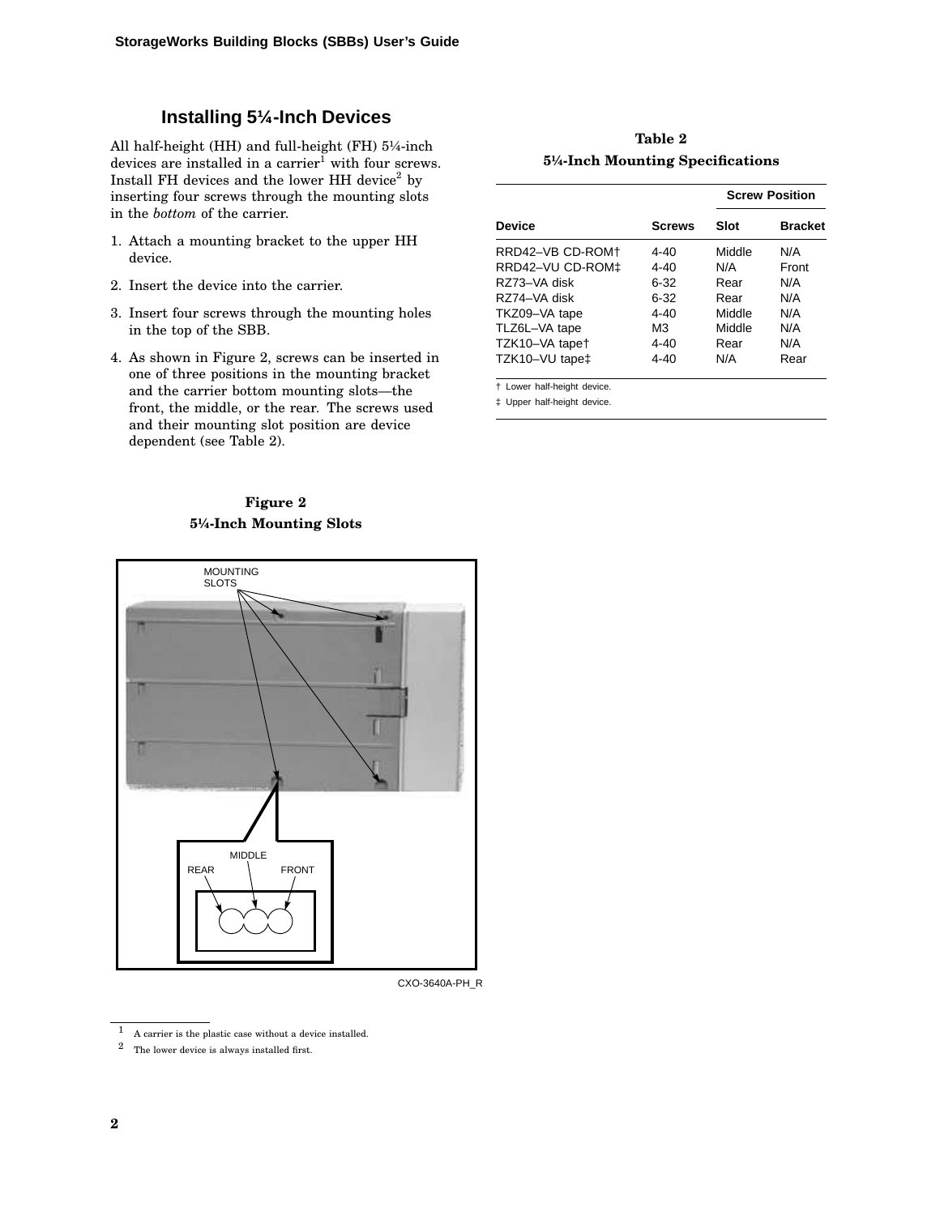## Installing 5¼-Inch Devices

All half-height (HH) and full-height (FH) 5¼-inch devices are installed in a carrier[1] with four screws. Install FH devices and the lower HH device[2] by inserting four screws through the mounting slots in the *bottom* of the carrier.

1. Attach a mounting bracket to the upper HH device.
2. Insert the device into the carrier.
3. Insert four screws through the mounting holes in the top of the SBB.
4. As shown in Figure 2, screws can be inserted in one of three positions in the mounting bracket and the carrier bottom mounting slots—the front, the middle, or the rear. The screws used and their mounting slot position are device dependent (see Table 2).

**Table 2**
**5¼-Inch Mounting Specifications**

| | | Screw Position | |
|---|---|---|---|
| **Device** | **Screws** | **Slot** | **Bracket** |
| RRD42–VB CD-ROM† | 4-40 | Middle | N/A |
| RRD42–VU CD-ROM‡ | 4-40 | N/A | Front |
| RZ73–VA disk | 6-32 | Rear | N/A |
| RZ74–VA disk | 6-32 | Rear | N/A |
| TKZ09–VA tape | 4-40 | Middle | N/A |
| TLZ6L–VA tape | M3 | Middle | N/A |
| TZK10–VA tape† | 4-40 | Rear | N/A |
| TZK10–VU tape‡ | 4-40 | N/A | Rear |

† Lower half-height device.
‡ Upper half-height device.

**Figure 2**
**5¼-Inch Mounting Slots**

CXO-3640A-PH_R

[1] A carrier is the plastic case without a device installed.

[2] The lower device is always installed first.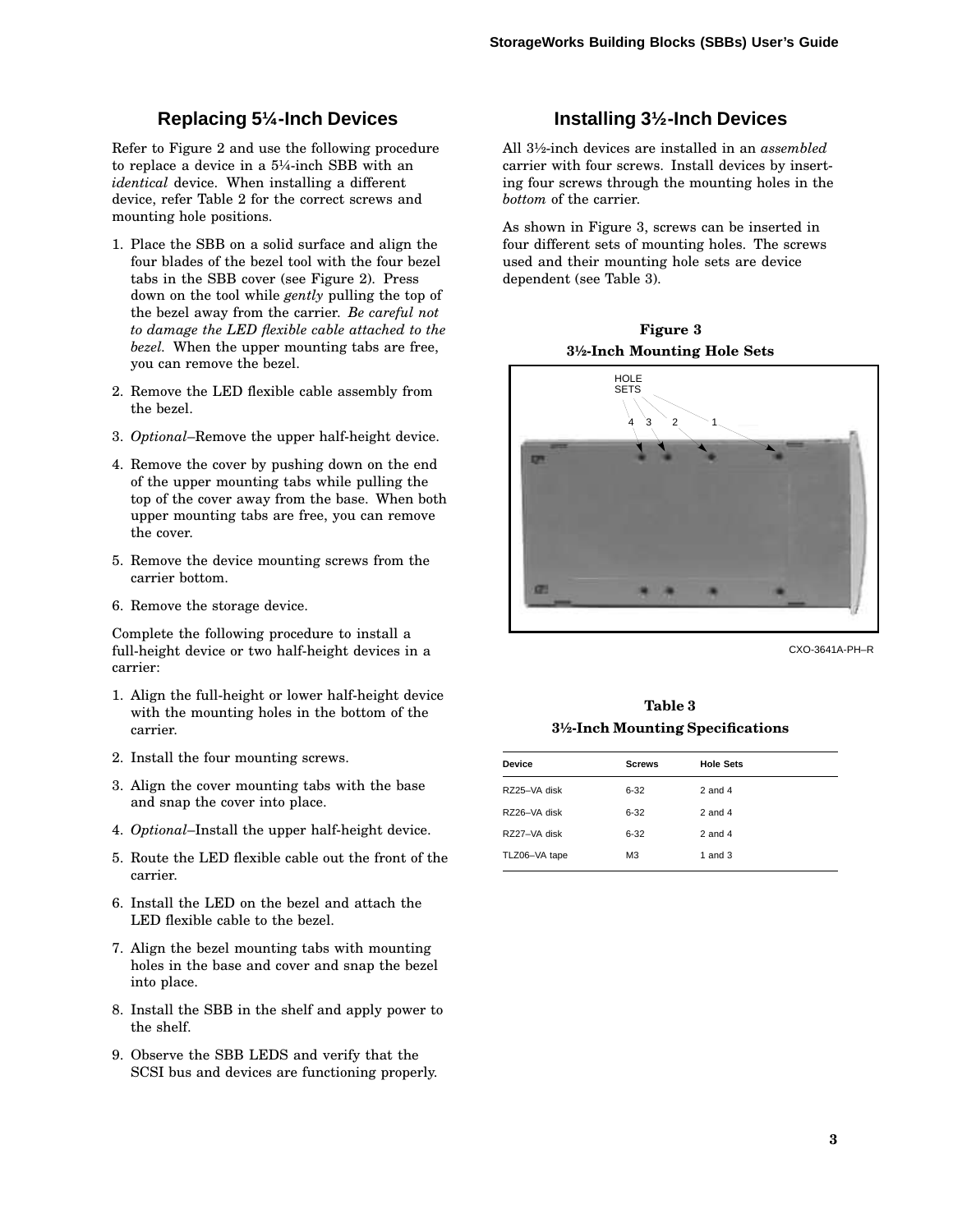## Replacing 5¼-Inch Devices

Refer to Figure 2 and use the following procedure to replace a device in a 5¼-inch SBB with an *identical* device. When installing a different device, refer Table 2 for the correct screws and mounting hole positions.

1. Place the SBB on a solid surface and align the four blades of the bezel tool with the four bezel tabs in the SBB cover (see Figure 2). Press down on the tool while *gently* pulling the top of the bezel away from the carrier. *Be careful not to damage the LED flexible cable attached to the bezel.* When the upper mounting tabs are free, you can remove the bezel.
2. Remove the LED flexible cable assembly from the bezel.
3. *Optional*–Remove the upper half-height device.
4. Remove the cover by pushing down on the end of the upper mounting tabs while pulling the top of the cover away from the base. When both upper mounting tabs are free, you can remove the cover.
5. Remove the device mounting screws from the carrier bottom.
6. Remove the storage device.

Complete the following procedure to install a full-height device or two half-height devices in a carrier:

1. Align the full-height or lower half-height device with the mounting holes in the bottom of the carrier.
2. Install the four mounting screws.
3. Align the cover mounting tabs with the base and snap the cover into place.
4. *Optional*–Install the upper half-height device.
5. Route the LED flexible cable out the front of the carrier.
6. Install the LED on the bezel and attach the LED flexible cable to the bezel.
7. Align the bezel mounting tabs with mounting holes in the base and cover and snap the bezel into place.
8. Install the SBB in the shelf and apply power to the shelf.
9. Observe the SBB LEDS and verify that the SCSI bus and devices are functioning properly.

## Installing 3½-Inch Devices

All 3½-inch devices are installed in an *assembled* carrier with four screws. Install devices by inserting four screws through the mounting holes in the *bottom* of the carrier.

As shown in Figure 3, screws can be inserted in four different sets of mounting holes. The screws used and their mounting hole sets are device dependent (see Table 3).

**Figure 3**
**3½-Inch Mounting Hole Sets**

HOLE SETS

4 3 2 1

CXO-3641A-PH–R

**Table 3**
**3½-Inch Mounting Specifications**

| Device | Screws | Hole Sets |
|---|---|---|
| RZ25–VA disk | 6-32 | 2 and 4 |
| RZ26–VA disk | 6-32 | 2 and 4 |
| RZ27–VA disk | 6-32 | 2 and 4 |
| TLZ06–VA tape | M3 | 1 and 3 |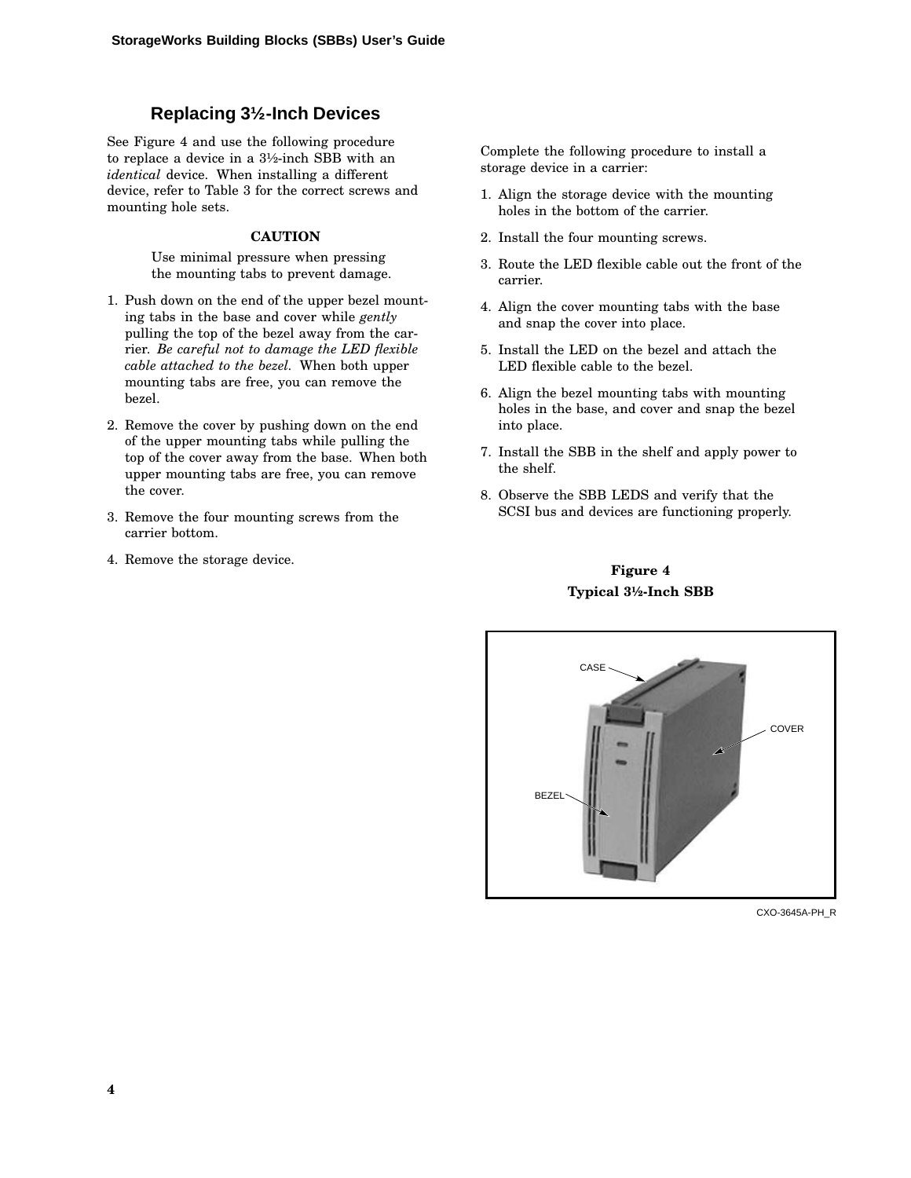## Replacing 3½-Inch Devices

See Figure 4 and use the following procedure to replace a device in a 3½-inch SBB with an *identical* device. When installing a different device, refer to Table 3 for the correct screws and mounting hole sets.

**CAUTION**

Use minimal pressure when pressing the mounting tabs to prevent damage.

1. Push down on the end of the upper bezel mounting tabs in the base and cover while *gently* pulling the top of the bezel away from the carrier. *Be careful not to damage the LED flexible cable attached to the bezel.* When both upper mounting tabs are free, you can remove the bezel.
2. Remove the cover by pushing down on the end of the upper mounting tabs while pulling the top of the cover away from the base. When both upper mounting tabs are free, you can remove the cover.
3. Remove the four mounting screws from the carrier bottom.
4. Remove the storage device.

Complete the following procedure to install a storage device in a carrier:

1. Align the storage device with the mounting holes in the bottom of the carrier.
2. Install the four mounting screws.
3. Route the LED flexible cable out the front of the carrier.
4. Align the cover mounting tabs with the base and snap the cover into place.
5. Install the LED on the bezel and attach the LED flexible cable to the bezel.
6. Align the bezel mounting tabs with mounting holes in the base, and cover and snap the bezel into place.
7. Install the SBB in the shelf and apply power to the shelf.
8. Observe the SBB LEDS and verify that the SCSI bus and devices are functioning properly.

**Figure 4**

**Typical 3½-Inch SBB**

CASE

COVER

BEZEL

CXO-3645A-PH_R